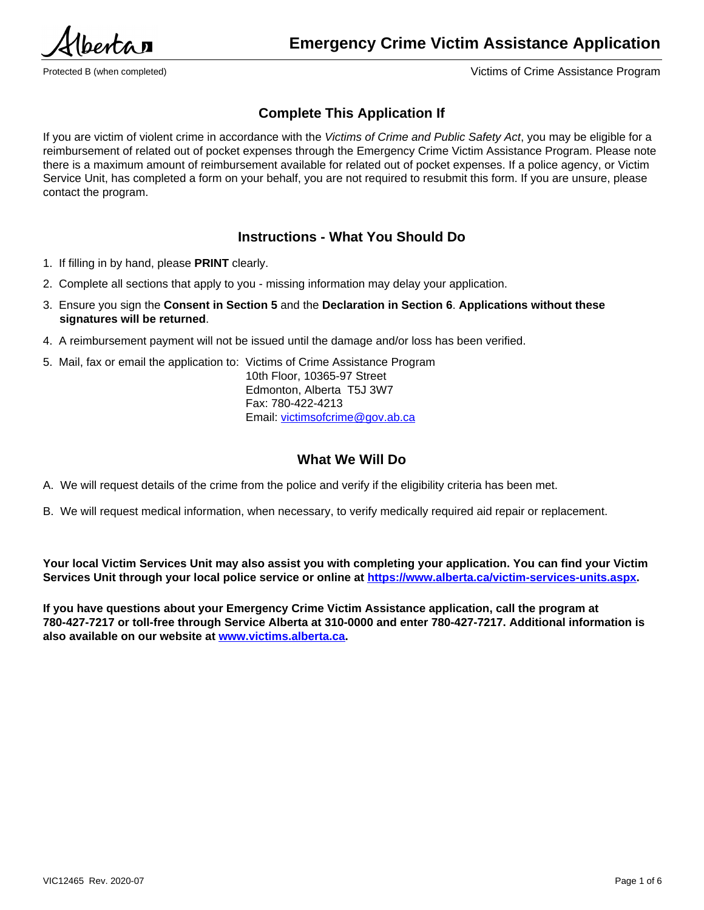# Emergency Crime Victim Assistance Application

Protected B (when completed)

Victims of Crime Assistance Program

## Complete This Application If

If you are victim of violent crime in accordance with the *Victims of Crime and Public Safety Act*, you may be eligible for a reimbursement of related out of pocket expenses through the Emergency Crime Victim Assistance Program. Please note there is a maximum amount of reimbursement available for related out of pocket expenses. If a police agency, or Victim Service Unit, has completed a form on your behalf, you are not required to resubmit this form. If you are unsure, please contact the program.

## Instructions - What You Should Do

1. If filling in by hand, please **PRINT** clearly.
2. Complete all sections that apply to you - missing information may delay your application.
3. Ensure you sign the **Consent in Section 5** and the **Declaration in Section 6**. **Applications without these signatures will be returned**.
4. A reimbursement payment will not be issued until the damage and/or loss has been verified.
5. Mail, fax or email the application to: Victims of Crime Assistance Program
   10th Floor, 10365-97 Street
   Edmonton, Alberta T5J 3W7
   Fax: 780-422-4213
   Email: victimsofcrime@gov.ab.ca

## What We Will Do

A. We will request details of the crime from the police and verify if the eligibility criteria has been met.

B. We will request medical information, when necessary, to verify medically required aid repair or replacement.

**Your local Victim Services Unit may also assist you with completing your application. You can find your Victim Services Unit through your local police service or online at https://www.alberta.ca/victim-services-units.aspx.**

**If you have questions about your Emergency Crime Victim Assistance application, call the program at 780-427-7217 or toll-free through Service Alberta at 310-0000 and enter 780-427-7217. Additional information is also available on our website at www.victims.alberta.ca.**

VIC12465 Rev. 2020-07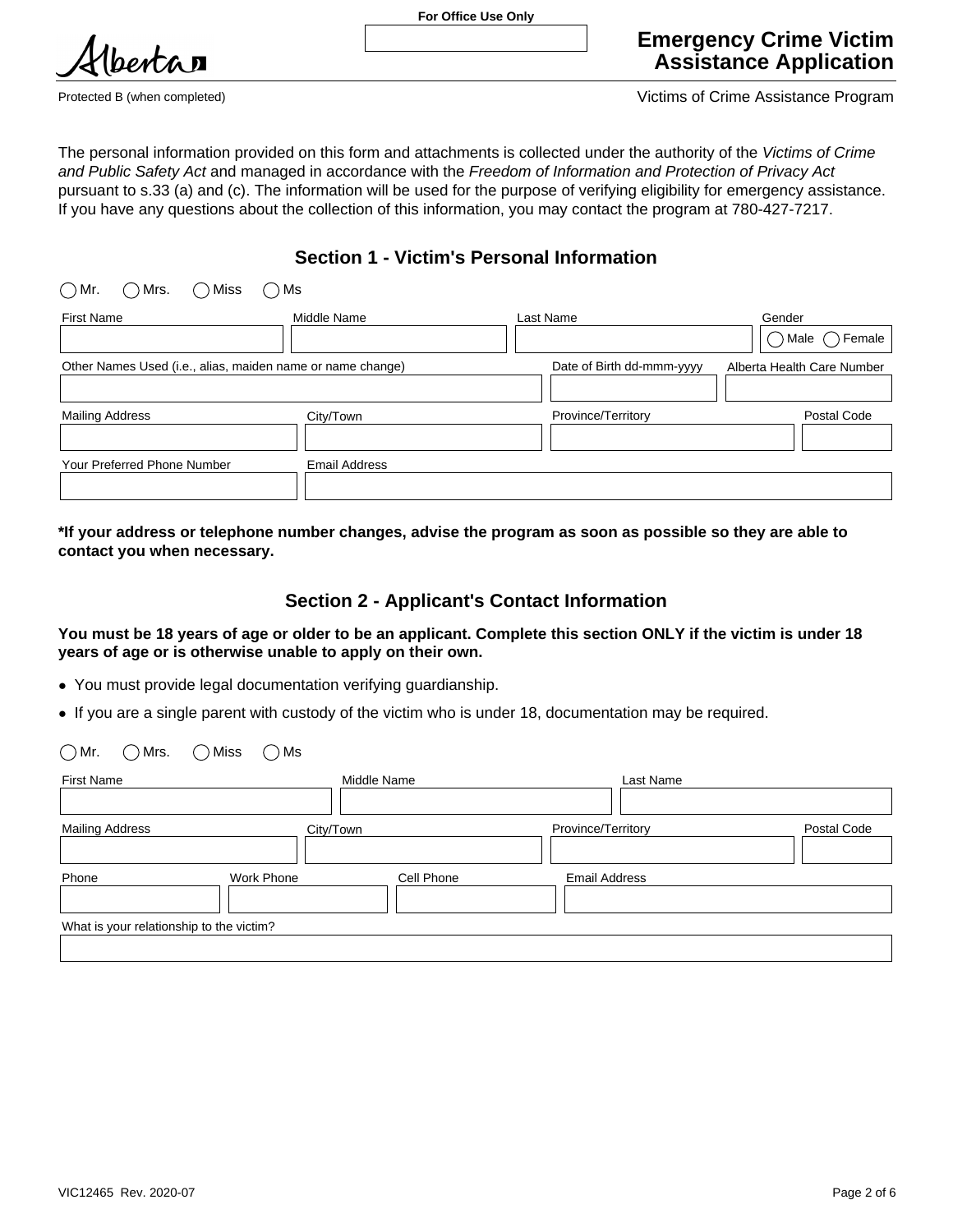For Office Use Only

# Emergency Crime Victim Assistance Application

Protected B (when completed)

Victims of Crime Assistance Program

The personal information provided on this form and attachments is collected under the authority of the *Victims of Crime and Public Safety Act* and managed in accordance with the *Freedom of Information and Protection of Privacy Act* pursuant to s.33 (a) and (c). The information will be used for the purpose of verifying eligibility for emergency assistance. If you have any questions about the collection of this information, you may contact the program at 780-427-7217.

## Section 1 - Victim's Personal Information

◯ Mr. ◯ Mrs. ◯ Miss ◯ Ms

| First Name | Middle Name | Last Name | Gender |
|---|---|---|---|
| | | | ◯ Male ◯ Female |

| Other Names Used (i.e., alias, maiden name or name change) | Date of Birth dd-mmm-yyyy | Alberta Health Care Number |
|---|---|---|
| | | |

| Mailing Address | City/Town | Province/Territory | Postal Code |
|---|---|---|---|
| | | | |

| Your Preferred Phone Number | Email Address |
|---|---|
| | |

**\*If your address or telephone number changes, advise the program as soon as possible so they are able to contact you when necessary.**

## Section 2 - Applicant's Contact Information

**You must be 18 years of age or older to be an applicant. Complete this section ONLY if the victim is under 18 years of age or is otherwise unable to apply on their own.**

- You must provide legal documentation verifying guardianship.
- If you are a single parent with custody of the victim who is under 18, documentation may be required.

◯ Mr. ◯ Mrs. ◯ Miss ◯ Ms

| First Name | Middle Name | Last Name |
|---|---|---|
| | | |

| Mailing Address | City/Town | Province/Territory | Postal Code |
|---|---|---|---|
| | | | |

| Phone | Work Phone | Cell Phone | Email Address |
|---|---|---|---|
| | | | |

| What is your relationship to the victim? |
|---|
| |

VIC12465 Rev. 2020-07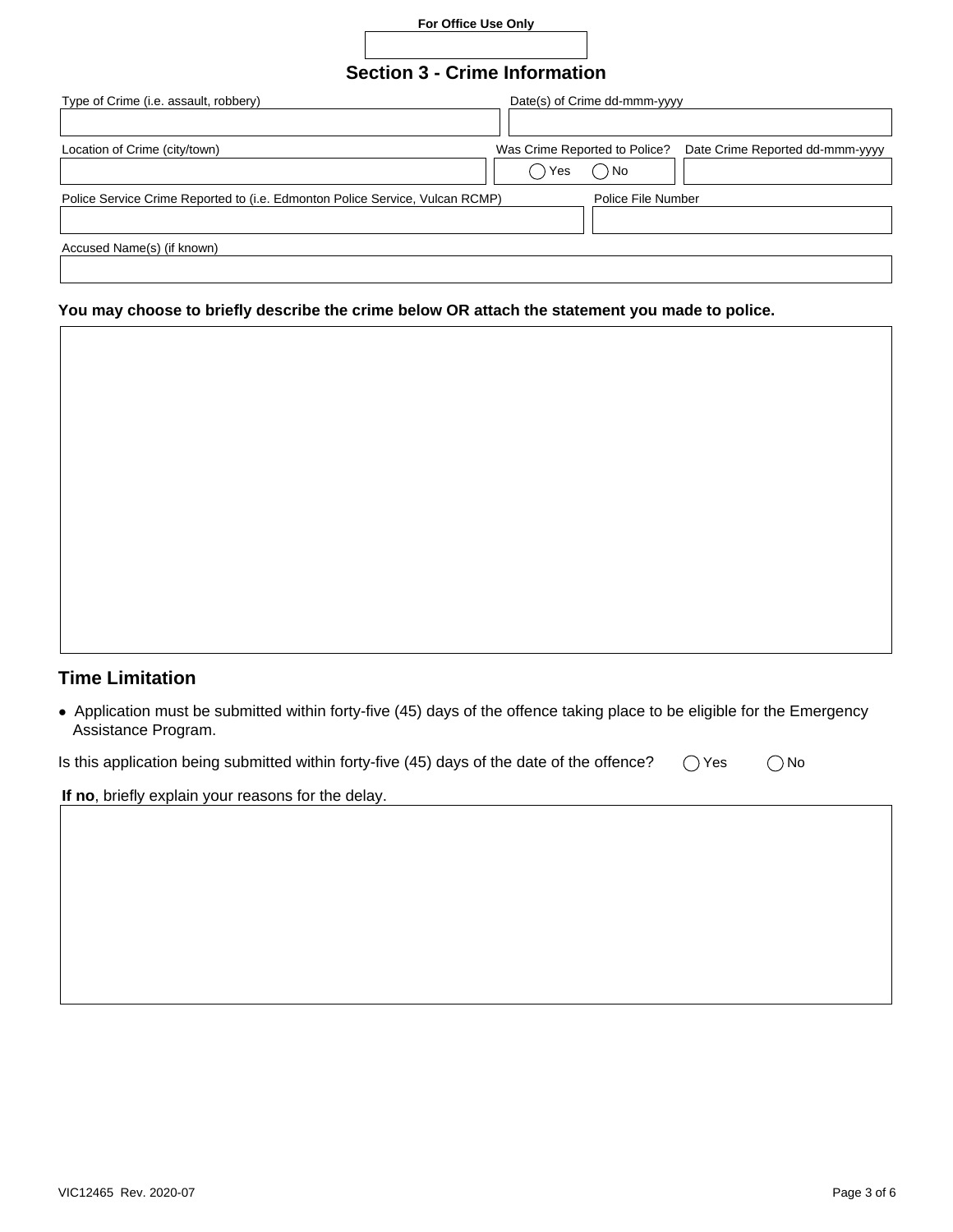For Office Use Only

## Section 3 - Crime Information

Type of Crime (i.e. assault, robbery)

Date(s) of Crime dd-mmm-yyyy

Location of Crime (city/town)

Was Crime Reported to Police? ◯ Yes ◯ No

Date Crime Reported dd-mmm-yyyy

Police Service Crime Reported to (i.e. Edmonton Police Service, Vulcan RCMP)

Police File Number

Accused Name(s) (if known)

**You may choose to briefly describe the crime below OR attach the statement you made to police.**

## Time Limitation

- Application must be submitted within forty-five (45) days of the offence taking place to be eligible for the Emergency Assistance Program.

Is this application being submitted within forty-five (45) days of the date of the offence? ◯ Yes ◯ No

**If no**, briefly explain your reasons for the delay.

VIC12465 Rev. 2020-07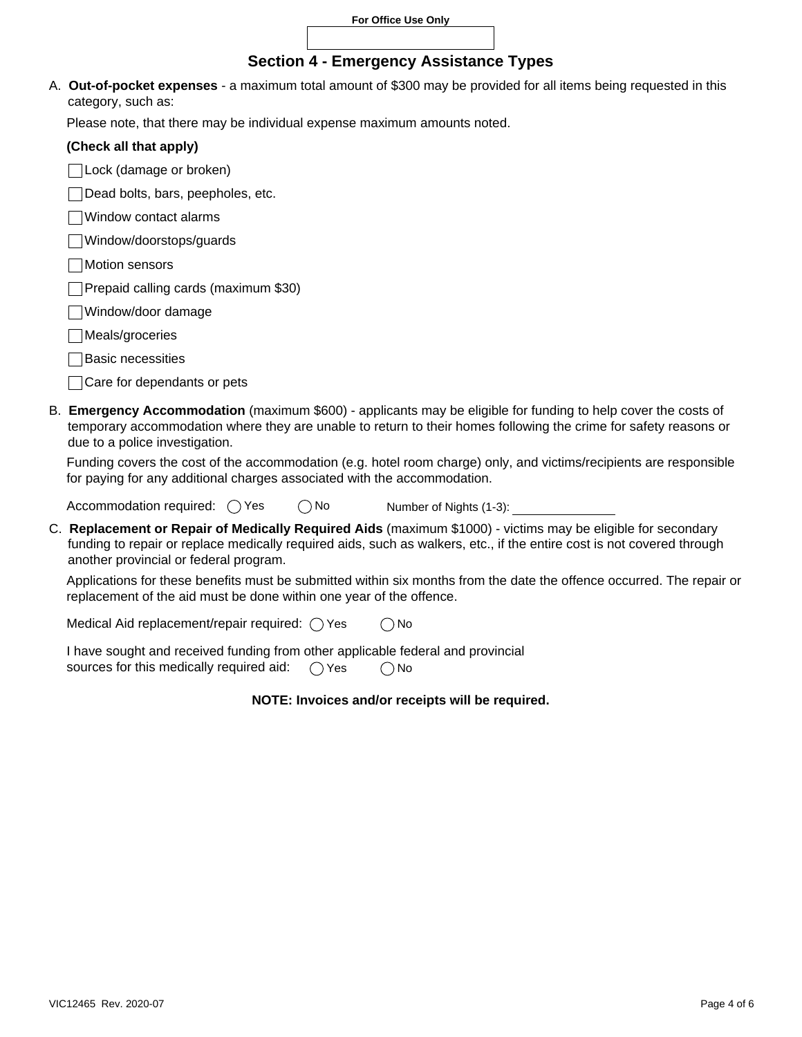For Office Use Only

## Section 4 - Emergency Assistance Types

A. **Out-of-pocket expenses** - a maximum total amount of $300 may be provided for all items being requested in this category, such as:

Please note, that there may be individual expense maximum amounts noted.

**(Check all that apply)**

- ☐ Lock (damage or broken)
- ☐ Dead bolts, bars, peepholes, etc.
- ☐ Window contact alarms
- ☐ Window/doorstops/guards
- ☐ Motion sensors
- ☐ Prepaid calling cards (maximum $30)
- ☐ Window/door damage
- ☐ Meals/groceries
- ☐ Basic necessities
- ☐ Care for dependants or pets

B. **Emergency Accommodation** (maximum $600) - applicants may be eligible for funding to help cover the costs of temporary accommodation where they are unable to return to their homes following the crime for safety reasons or due to a police investigation.

Funding covers the cost of the accommodation (e.g. hotel room charge) only, and victims/recipients are responsible for paying for any additional charges associated with the accommodation.

Accommodation required: ◯ Yes ◯ No Number of Nights (1-3): ______________

C. **Replacement or Repair of Medically Required Aids** (maximum $1000) - victims may be eligible for secondary funding to repair or replace medically required aids, such as walkers, etc., if the entire cost is not covered through another provincial or federal program.

Applications for these benefits must be submitted within six months from the date the offence occurred. The repair or replacement of the aid must be done within one year of the offence.

Medical Aid replacement/repair required: ◯ Yes ◯ No

I have sought and received funding from other applicable federal and provincial sources for this medically required aid: ◯ Yes ◯ No

**NOTE: Invoices and/or receipts will be required.**

VIC12465 Rev. 2020-07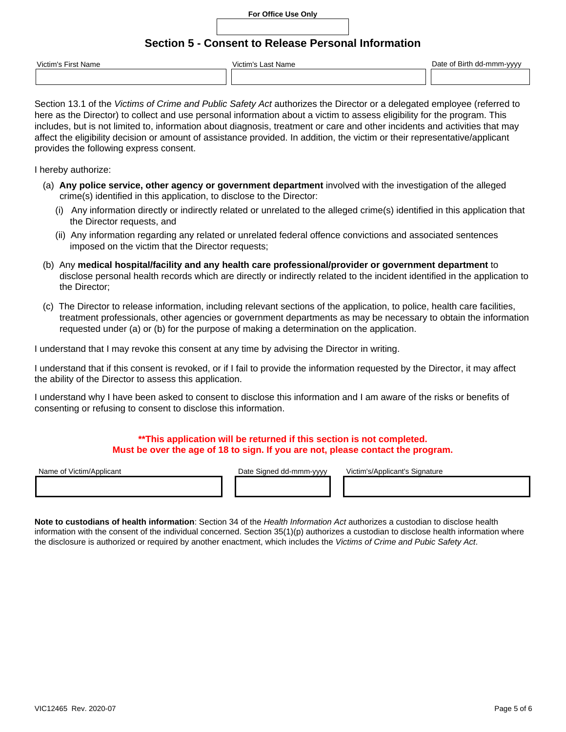For Office Use Only

## Section 5 - Consent to Release Personal Information

| Victim's First Name | Victim's Last Name | Date of Birth dd-mmm-yyyy |
| --- | --- | --- |
| | | |

Section 13.1 of the *Victims of Crime and Public Safety Act* authorizes the Director or a delegated employee (referred to here as the Director) to collect and use personal information about a victim to assess eligibility for the program. This includes, but is not limited to, information about diagnosis, treatment or care and other incidents and activities that may affect the eligibility decision or amount of assistance provided. In addition, the victim or their representative/applicant provides the following express consent.

I hereby authorize:

(a) **Any police service, other agency or government department** involved with the investigation of the alleged crime(s) identified in this application, to disclose to the Director:

  (i) Any information directly or indirectly related or unrelated to the alleged crime(s) identified in this application that the Director requests, and

  (ii) Any information regarding any related or unrelated federal offence convictions and associated sentences imposed on the victim that the Director requests;

(b) Any **medical hospital/facility and any health care professional/provider or government department** to disclose personal health records which are directly or indirectly related to the incident identified in the application to the Director;

(c) The Director to release information, including relevant sections of the application, to police, health care facilities, treatment professionals, other agencies or government departments as may be necessary to obtain the information requested under (a) or (b) for the purpose of making a determination on the application.

I understand that I may revoke this consent at any time by advising the Director in writing.

I understand that if this consent is revoked, or if I fail to provide the information requested by the Director, it may affect the ability of the Director to assess this application.

I understand why I have been asked to consent to disclose this information and I am aware of the risks or benefits of consenting or refusing to consent to disclose this information.

**\*\*This application will be returned if this section is not completed.**
**Must be over the age of 18 to sign. If you are not, please contact the program.**

| Name of Victim/Applicant | Date Signed dd-mmm-yyyy | Victim's/Applicant's Signature |
| --- | --- | --- |
| | | |

**Note to custodians of health information**: Section 34 of the *Health Information Act* authorizes a custodian to disclose health information with the consent of the individual concerned. Section 35(1)(p) authorizes a custodian to disclose health information where the disclosure is authorized or required by another enactment, which includes the *Victims of Crime and Pubic Safety Act*.

VIC12465 Rev. 2020-07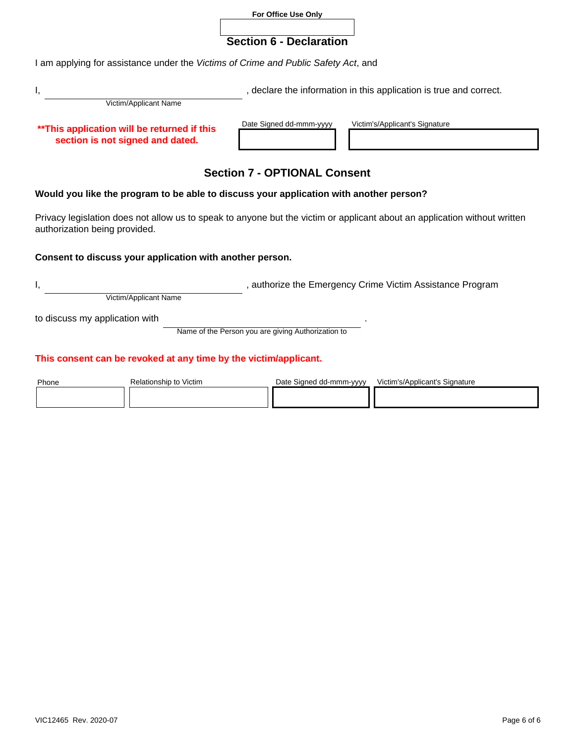For Office Use Only

## Section 6 - Declaration

I am applying for assistance under the *Victims of Crime and Public Safety Act*, and

I, ______________________________, declare the information in this application is true and correct.
Victim/Applicant Name

****This application will be returned if this section is not signed and dated.**

| Date Signed dd-mmm-yyyy | Victim's/Applicant's Signature |
| --- | --- |
| | |

## Section 7 - OPTIONAL Consent

**Would you like the program to be able to discuss your application with another person?**

Privacy legislation does not allow us to speak to anyone but the victim or applicant about an application without written authorization being provided.

**Consent to discuss your application with another person.**

I, ______________________________, authorize the Emergency Crime Victim Assistance Program
Victim/Applicant Name

to discuss my application with ______________________________.
Name of the Person you are giving Authorization to

**This consent can be revoked at any time by the victim/applicant.**

| Phone | Relationship to Victim | Date Signed dd-mmm-yyyy | Victim's/Applicant's Signature |
| --- | --- | --- | --- |
| | | | |

VIC12465 Rev. 2020-07